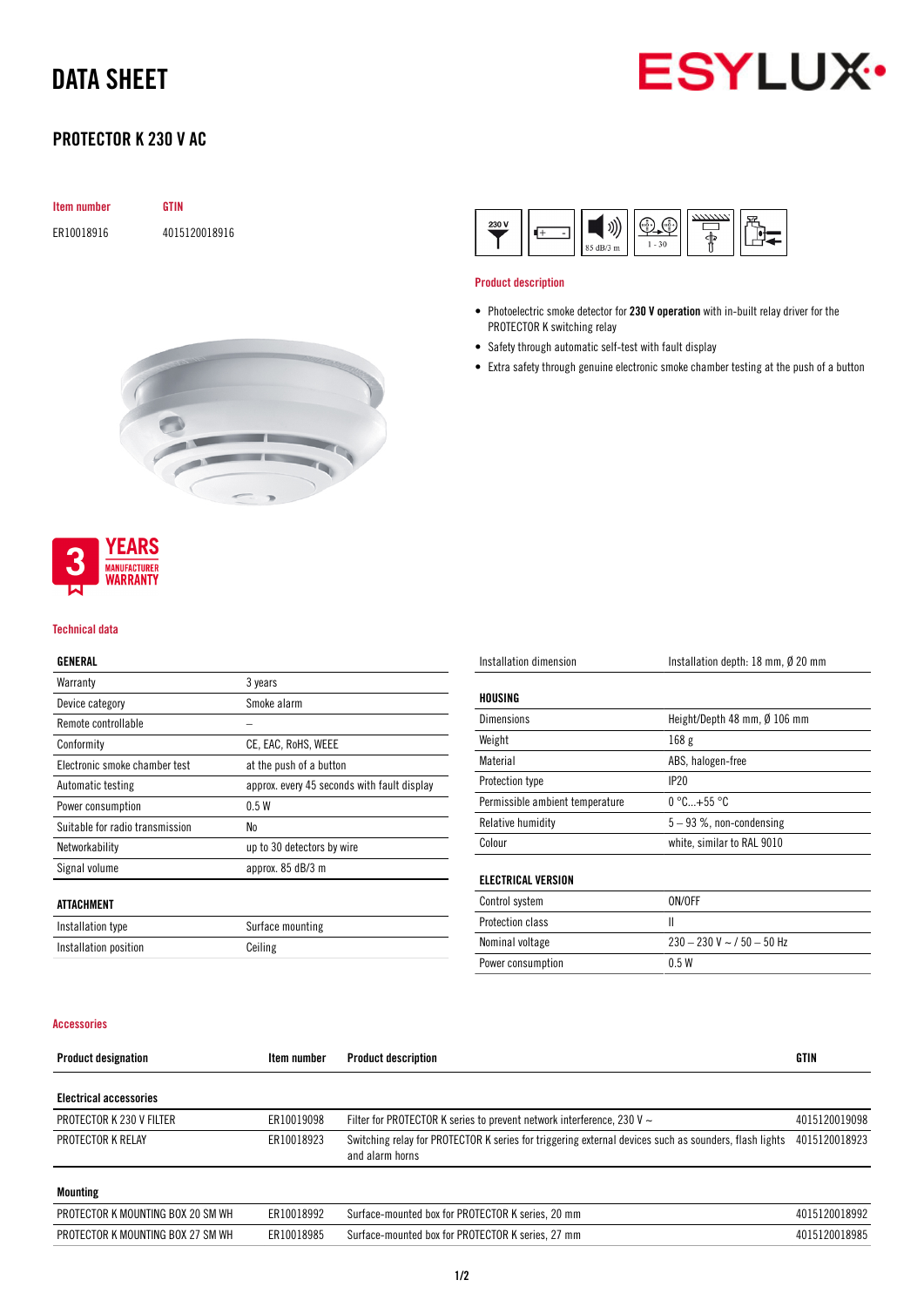# DATA SHEET

## PROTECTOR K 230 V AC

| Item number | GTIN |
|---|---|
| ER10018916 | 4015120018916 |

### Product description

- Photoelectric smoke detector for **230 V operation** with in-built relay driver for the PROTECTOR K switching relay
- Safety through automatic self-test with fault display
- Extra safety through genuine electronic smoke chamber testing at the push of a button

3 YEARS MANUFACTURER WARRANTY

### Technical data

| GENERAL | |
|---|---|
| Warranty | 3 years |
| Device category | Smoke alarm |
| Remote controllable | – |
| Conformity | CE, EAC, RoHS, WEEE |
| Electronic smoke chamber test | at the push of a button |
| Automatic testing | approx. every 45 seconds with fault display |
| Power consumption | 0.5 W |
| Suitable for radio transmission | No |
| Networkability | up to 30 detectors by wire |
| Signal volume | approx. 85 dB/3 m |

| ATTACHMENT | |
|---|---|
| Installation type | Surface mounting |
| Installation position | Ceiling |
| Installation dimension | Installation depth: 18 mm, Ø 20 mm |

| HOUSING | |
|---|---|
| Dimensions | Height/Depth 48 mm, Ø 106 mm |
| Weight | 168 g |
| Material | ABS, halogen-free |
| Protection type | IP20 |
| Permissible ambient temperature | 0 °C...+55 °C |
| Relative humidity | 5 – 93 %, non-condensing |
| Colour | white, similar to RAL 9010 |

| ELECTRICAL VERSION | |
|---|---|
| Control system | ON/OFF |
| Protection class | II |
| Nominal voltage | 230 – 230 V ~ / 50 – 50 Hz |
| Power consumption | 0.5 W |

### Accessories

| Product designation | Item number | Product description | GTIN |
|---|---|---|---|
| **Electrical accessories** | | | |
| PROTECTOR K 230 V FILTER | ER10019098 | Filter for PROTECTOR K series to prevent network interference, 230 V ~ | 4015120019098 |
| PROTECTOR K RELAY | ER10018923 | Switching relay for PROTECTOR K series for triggering external devices such as sounders, flash lights and alarm horns | 4015120018923 |
| **Mounting** | | | |
| PROTECTOR K MOUNTING BOX 20 SM WH | ER10018992 | Surface-mounted box for PROTECTOR K series, 20 mm | 4015120018992 |
| PROTECTOR K MOUNTING BOX 27 SM WH | ER10018985 | Surface-mounted box for PROTECTOR K series, 27 mm | 4015120018985 |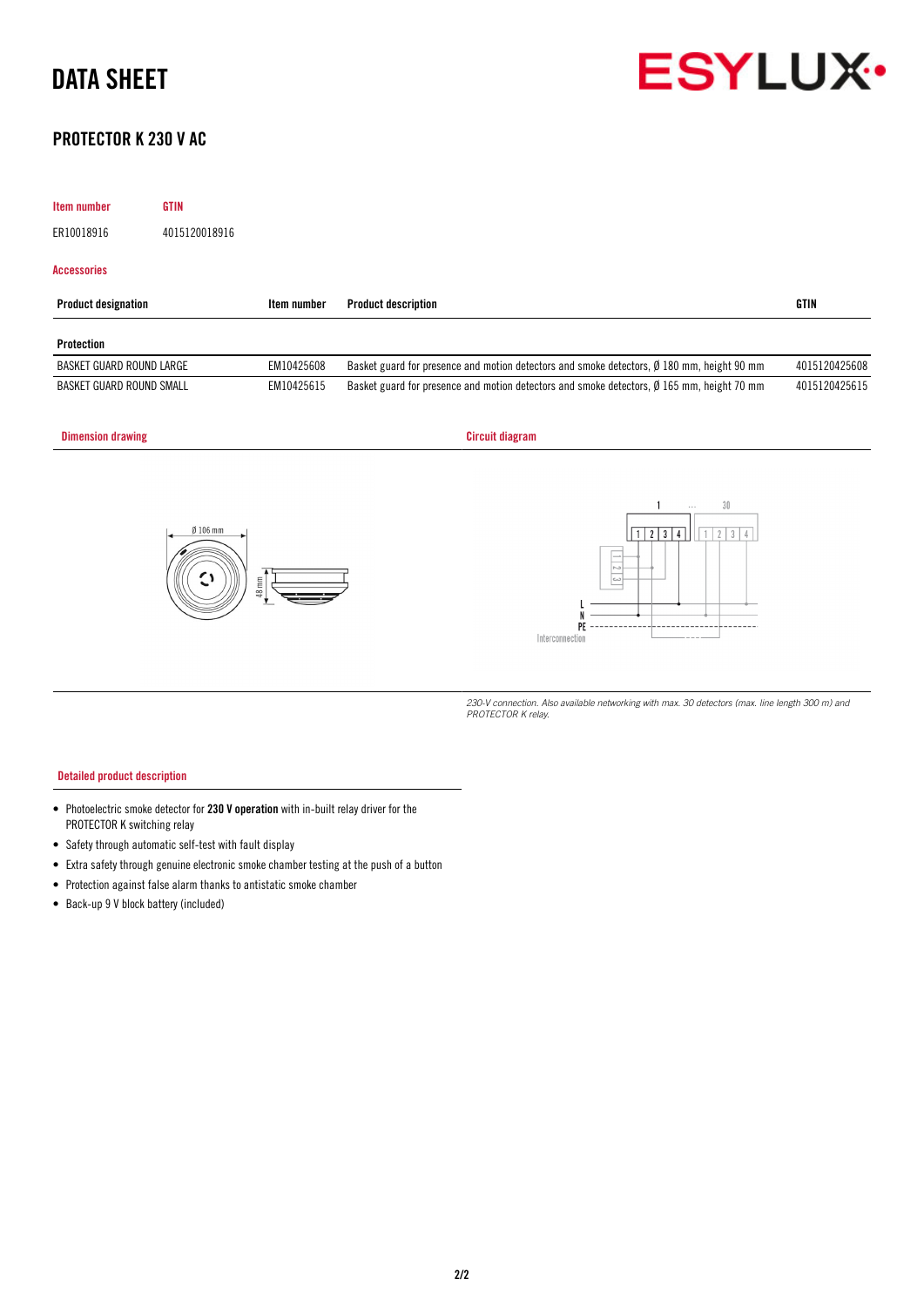# DATA SHEET

## PROTECTOR K 230 V AC

| Item number | GTIN |
| --- | --- |
| ER10018916 | 4015120018916 |

### Accessories

| Product designation | Item number | Product description | GTIN |
| --- | --- | --- | --- |
| **Protection** | | | |
| BASKET GUARD ROUND LARGE | EM10425608 | Basket guard for presence and motion detectors and smoke detectors, Ø 180 mm, height 90 mm | 4015120425608 |
| BASKET GUARD ROUND SMALL | EM10425615 | Basket guard for presence and motion detectors and smoke detectors, Ø 165 mm, height 70 mm | 4015120425615 |

### Dimension drawing

Ø 106 mm

48 mm

### Circuit diagram

1 ... 30

1 2 3 4

L

N

PE

Interconnection

*230-V connection. Also available networking with max. 30 detectors (max. line length 300 m) and PROTECTOR K relay.*

### Detailed product description

- Photoelectric smoke detector for **230 V operation** with in-built relay driver for the PROTECTOR K switching relay
- Safety through automatic self-test with fault display
- Extra safety through genuine electronic smoke chamber testing at the push of a button
- Protection against false alarm thanks to antistatic smoke chamber
- Back-up 9 V block battery (included)